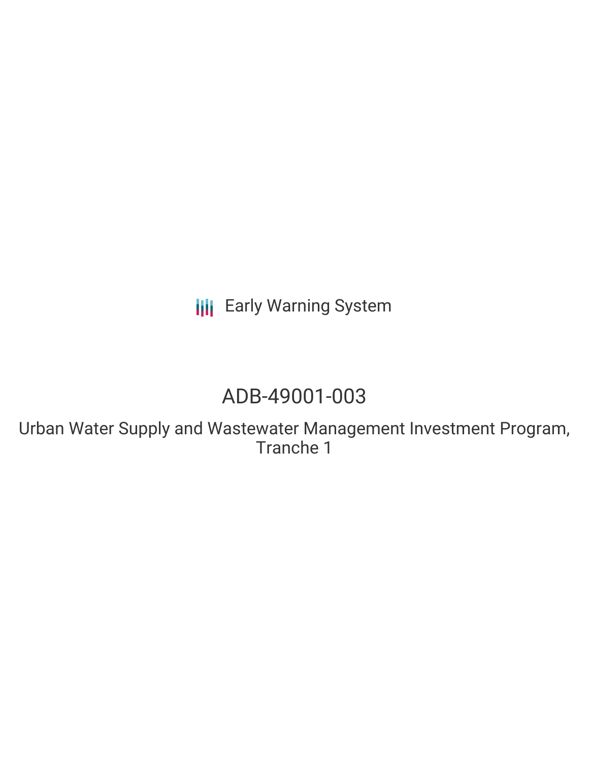Early Warning System

# ADB-49001-003

## Urban Water Supply and Wastewater Management Investment Program, Tranche 1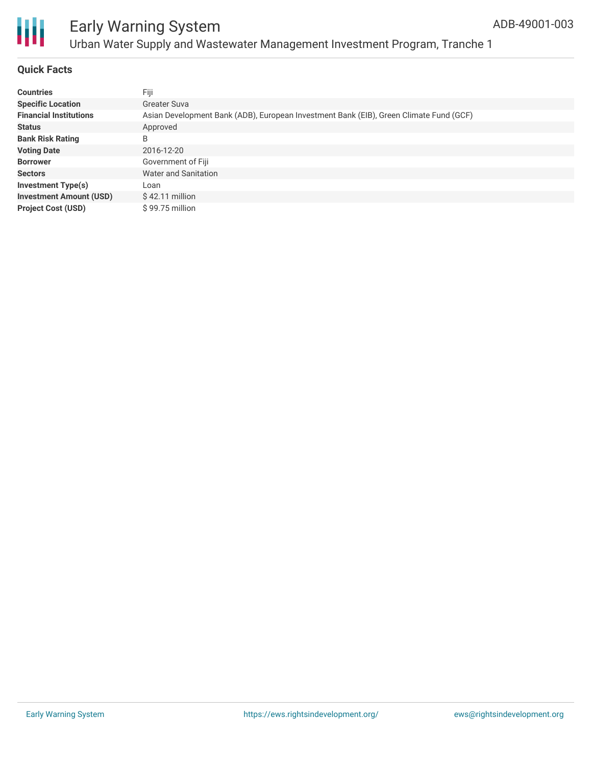# Early Warning System

ADB-49001-003

Urban Water Supply and Wastewater Management Investment Program, Tranche 1

## Quick Facts

| | |
|---|---|
| **Countries** | Fiji |
| **Specific Location** | Greater Suva |
| **Financial Institutions** | Asian Development Bank (ADB), European Investment Bank (EIB), Green Climate Fund (GCF) |
| **Status** | Approved |
| **Bank Risk Rating** | B |
| **Voting Date** | 2016-12-20 |
| **Borrower** | Government of Fiji |
| **Sectors** | Water and Sanitation |
| **Investment Type(s)** | Loan |
| **Investment Amount (USD)** | $ 42.11 million |
| **Project Cost (USD)** | $ 99.75 million |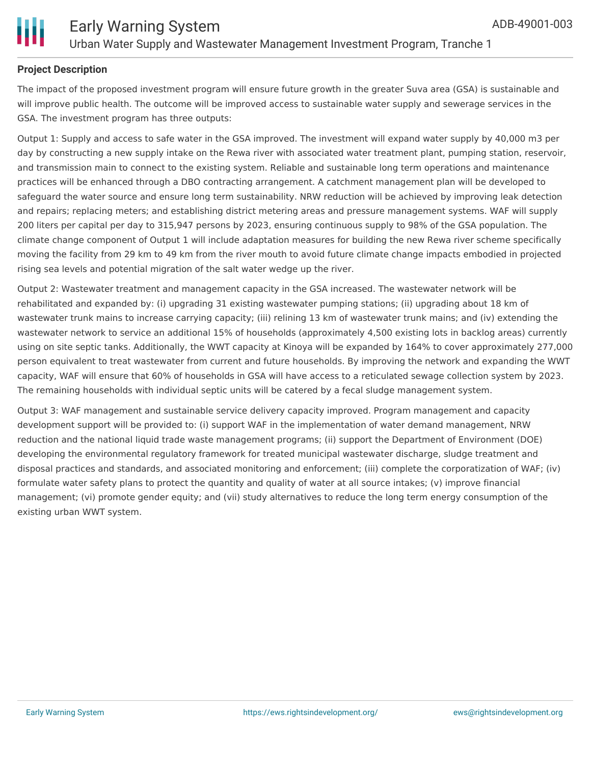**Project Description**

The impact of the proposed investment program will ensure future growth in the greater Suva area (GSA) is sustainable and will improve public health. The outcome will be improved access to sustainable water supply and sewerage services in the GSA. The investment program has three outputs:

Output 1: Supply and access to safe water in the GSA improved. The investment will expand water supply by 40,000 m3 per day by constructing a new supply intake on the Rewa river with associated water treatment plant, pumping station, reservoir, and transmission main to connect to the existing system. Reliable and sustainable long term operations and maintenance practices will be enhanced through a DBO contracting arrangement. A catchment management plan will be developed to safeguard the water source and ensure long term sustainability. NRW reduction will be achieved by improving leak detection and repairs; replacing meters; and establishing district metering areas and pressure management systems. WAF will supply 200 liters per capital per day to 315,947 persons by 2023, ensuring continuous supply to 98% of the GSA population. The climate change component of Output 1 will include adaptation measures for building the new Rewa river scheme specifically moving the facility from 29 km to 49 km from the river mouth to avoid future climate change impacts embodied in projected rising sea levels and potential migration of the salt water wedge up the river.

Output 2: Wastewater treatment and management capacity in the GSA increased. The wastewater network will be rehabilitated and expanded by: (i) upgrading 31 existing wastewater pumping stations; (ii) upgrading about 18 km of wastewater trunk mains to increase carrying capacity; (iii) relining 13 km of wastewater trunk mains; and (iv) extending the wastewater network to service an additional 15% of households (approximately 4,500 existing lots in backlog areas) currently using on site septic tanks. Additionally, the WWT capacity at Kinoya will be expanded by 164% to cover approximately 277,000 person equivalent to treat wastewater from current and future households. By improving the network and expanding the WWT capacity, WAF will ensure that 60% of households in GSA will have access to a reticulated sewage collection system by 2023. The remaining households with individual septic units will be catered by a fecal sludge management system.

Output 3: WAF management and sustainable service delivery capacity improved. Program management and capacity development support will be provided to: (i) support WAF in the implementation of water demand management, NRW reduction and the national liquid trade waste management programs; (ii) support the Department of Environment (DOE) developing the environmental regulatory framework for treated municipal wastewater discharge, sludge treatment and disposal practices and standards, and associated monitoring and enforcement; (iii) complete the corporatization of WAF; (iv) formulate water safety plans to protect the quantity and quality of water at all source intakes; (v) improve financial management; (vi) promote gender equity; and (vii) study alternatives to reduce the long term energy consumption of the existing urban WWT system.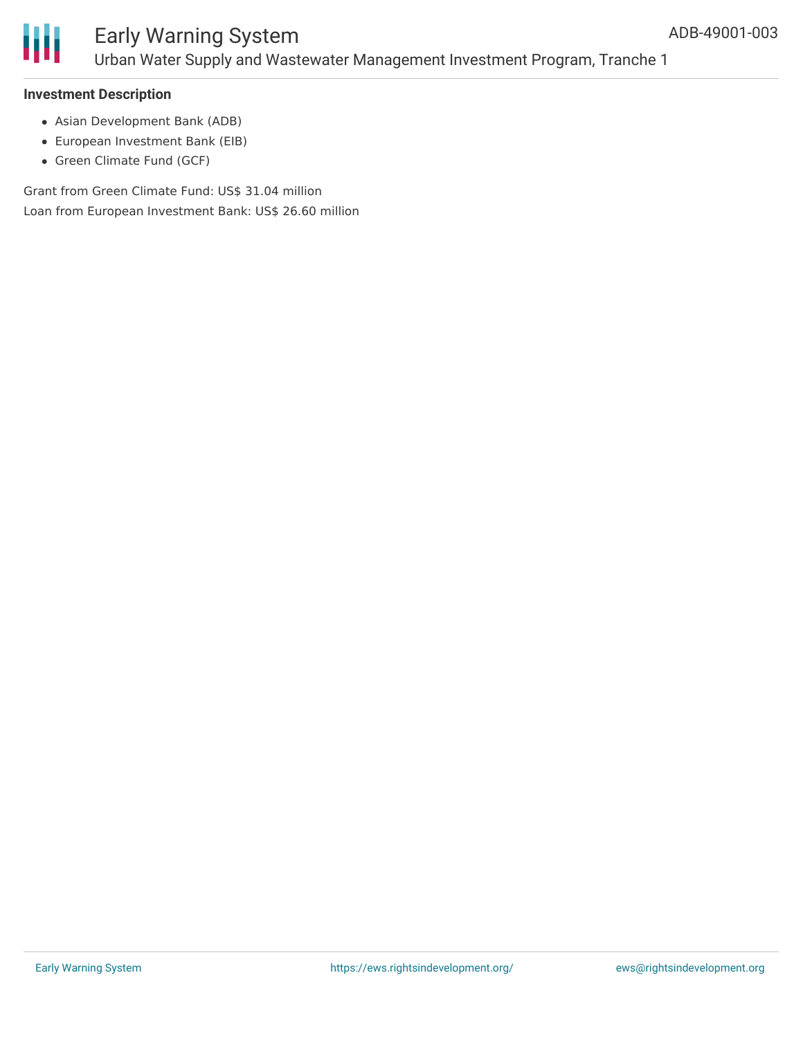**Investment Description**

- Asian Development Bank (ADB)
- European Investment Bank (EIB)
- Green Climate Fund (GCF)

Grant from Green Climate Fund: US$ 31.04 million
Loan from European Investment Bank: US$ 26.60 million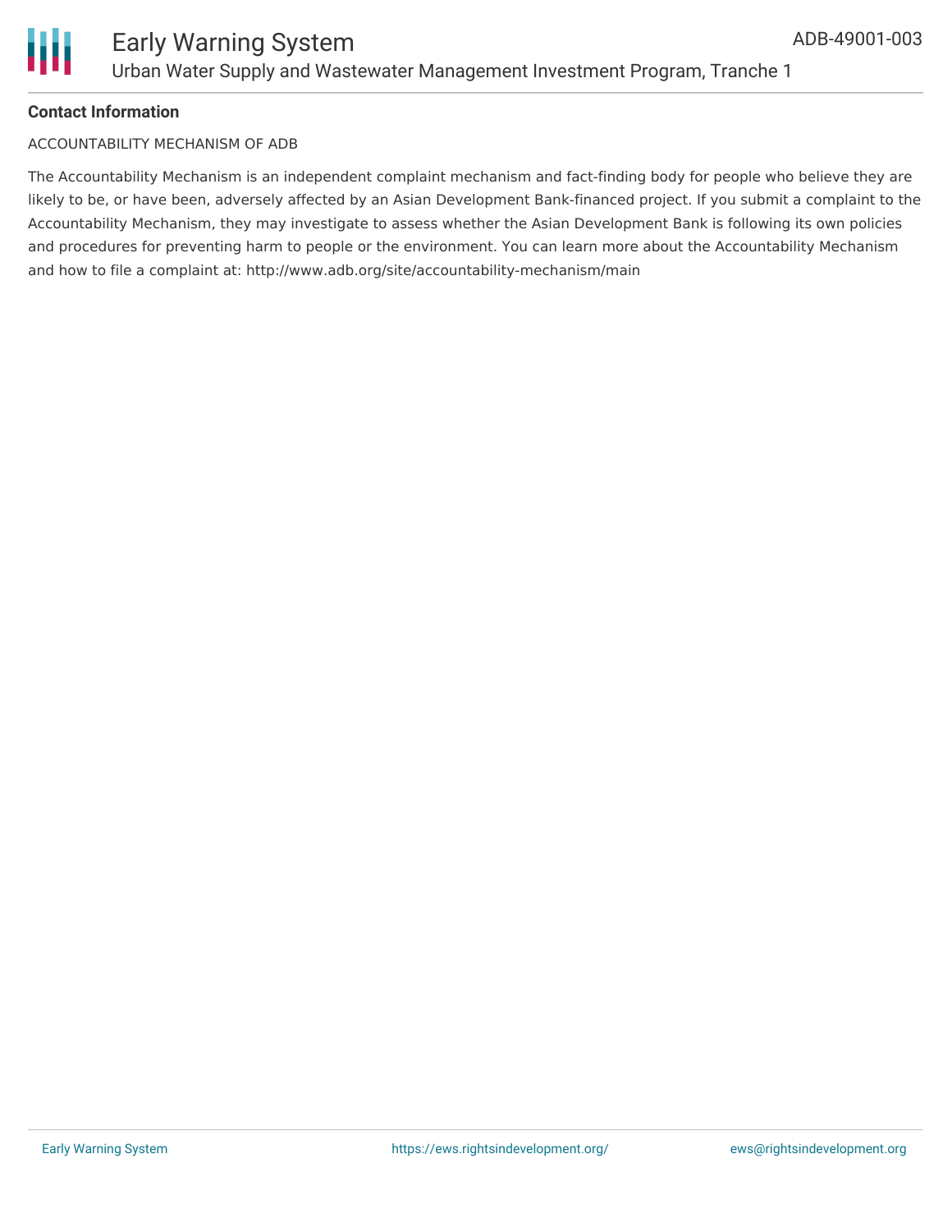**Contact Information**

ACCOUNTABILITY MECHANISM OF ADB

The Accountability Mechanism is an independent complaint mechanism and fact-finding body for people who believe they are likely to be, or have been, adversely affected by an Asian Development Bank-financed project. If you submit a complaint to the Accountability Mechanism, they may investigate to assess whether the Asian Development Bank is following its own policies and procedures for preventing harm to people or the environment. You can learn more about the Accountability Mechanism and how to file a complaint at: http://www.adb.org/site/accountability-mechanism/main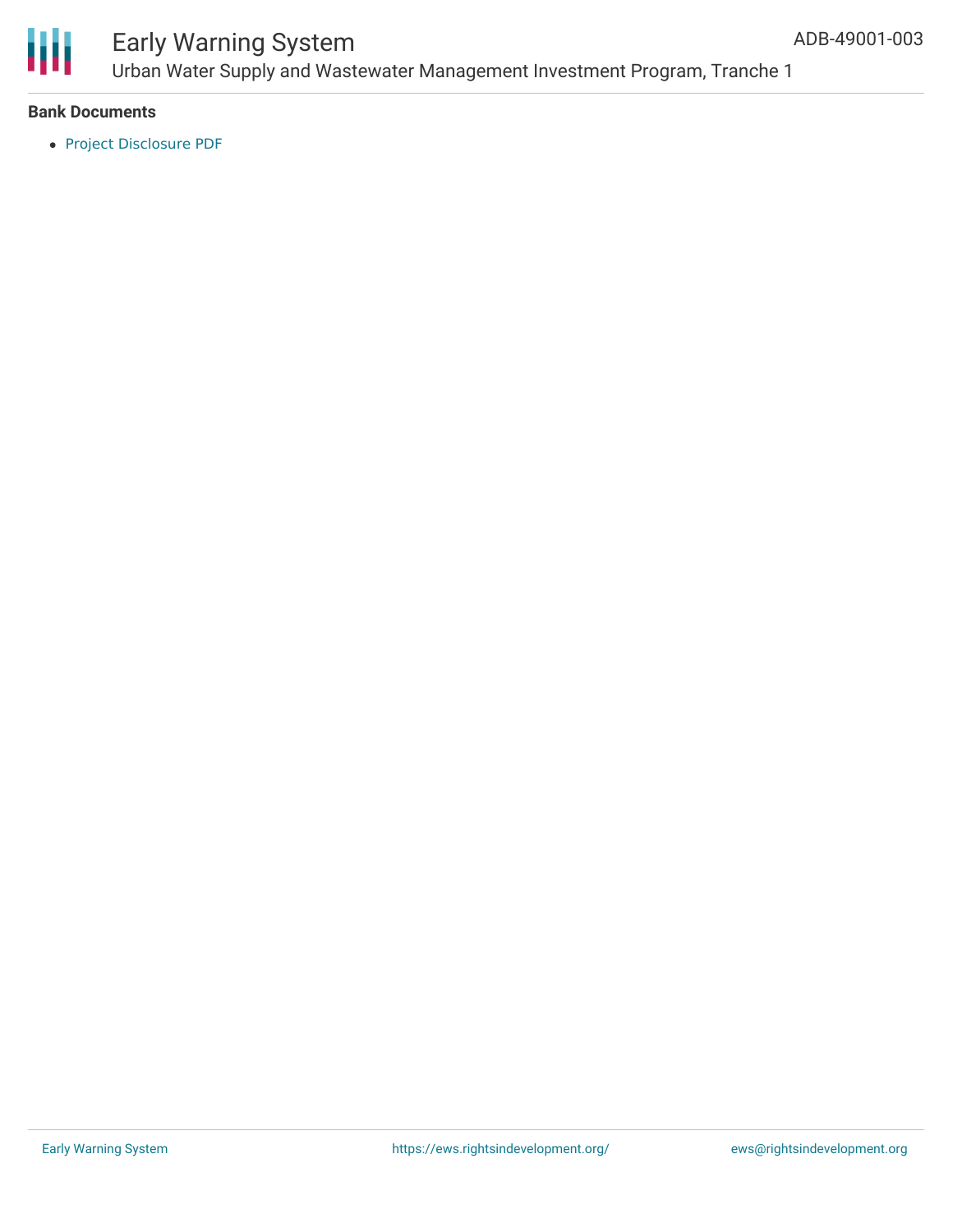**Bank Documents**

- Project Disclosure PDF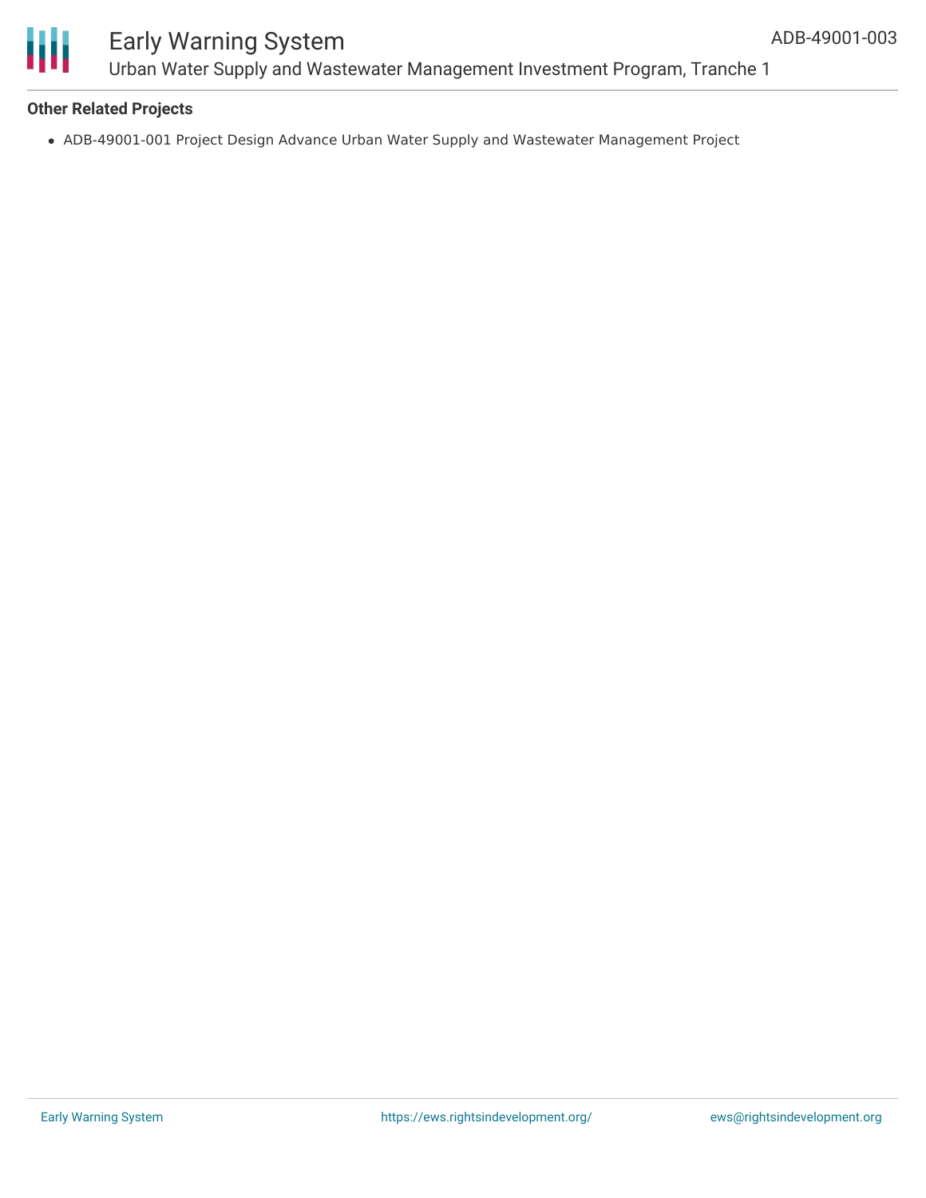**Other Related Projects**

- ADB-49001-001 Project Design Advance Urban Water Supply and Wastewater Management Project